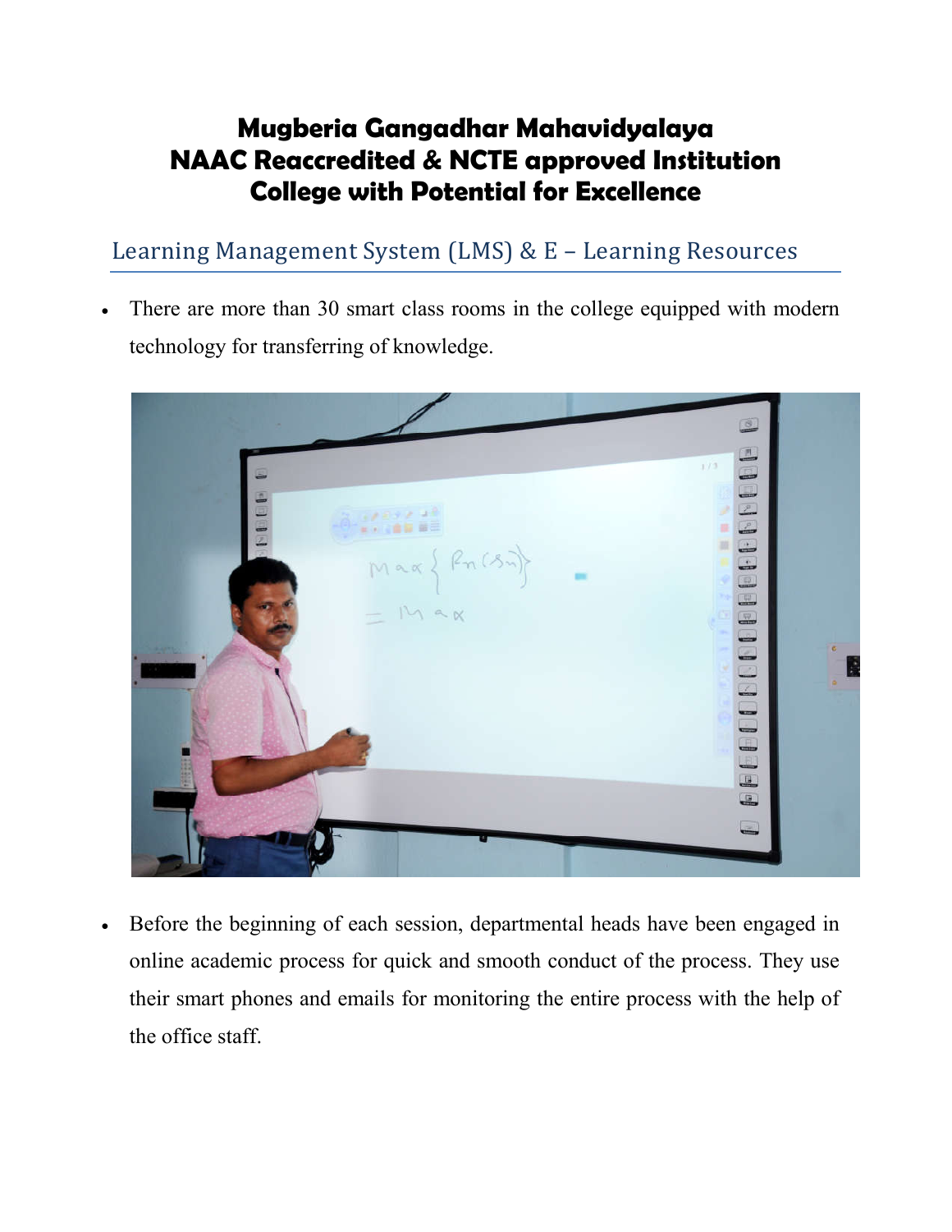# Mugberia Gangadhar Mahavidyalaya
# NAAC Reaccredited & NCTE approved Institution
# College with Potential for Excellence

## Learning Management System (LMS) & E – Learning Resources

- There are more than 30 smart class rooms in the college equipped with modern technology for transferring of knowledge.

- Before the beginning of each session, departmental heads have been engaged in online academic process for quick and smooth conduct of the process. They use their smart phones and emails for monitoring the entire process with the help of the office staff.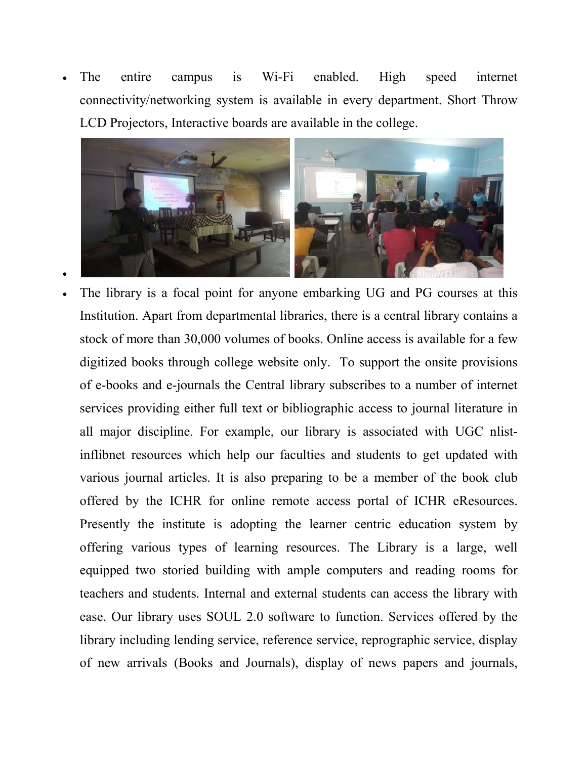- The entire campus is Wi-Fi enabled. High speed internet connectivity/networking system is available in every department. Short Throw LCD Projectors, Interactive boards are available in the college.

- The library is a focal point for anyone embarking UG and PG courses at this Institution. Apart from departmental libraries, there is a central library contains a stock of more than 30,000 volumes of books. Online access is available for a few digitized books through college website only. To support the onsite provisions of e-books and e-journals the Central library subscribes to a number of internet services providing either full text or bibliographic access to journal literature in all major discipline. For example, our library is associated with UGC nlist-inflibnet resources which help our faculties and students to get updated with various journal articles. It is also preparing to be a member of the book club offered by the ICHR for online remote access portal of ICHR eResources. Presently the institute is adopting the learner centric education system by offering various types of learning resources. The Library is a large, well equipped two storied building with ample computers and reading rooms for teachers and students. Internal and external students can access the library with ease. Our library uses SOUL 2.0 software to function. Services offered by the library including lending service, reference service, reprographic service, display of new arrivals (Books and Journals), display of news papers and journals,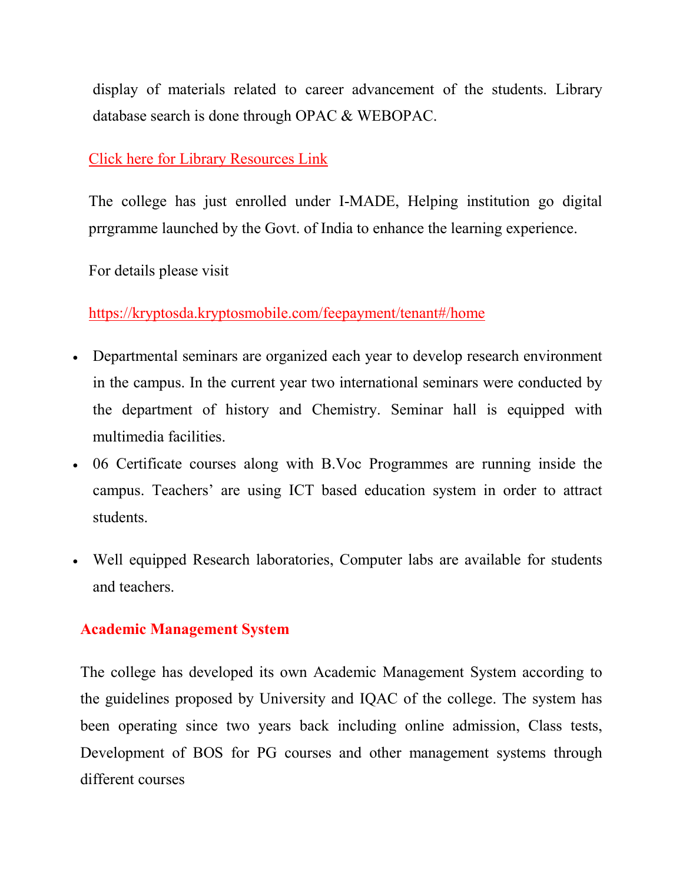display of materials related to career advancement of the students. Library database search is done through OPAC & WEBOPAC.

Click here for Library Resources Link

The college has just enrolled under I-MADE, Helping institution go digital prrgramme launched by the Govt. of India to enhance the learning experience.

For details please visit

https://kryptosda.kryptosmobile.com/feepayment/tenant#/home

- Departmental seminars are organized each year to develop research environment in the campus. In the current year two international seminars were conducted by the department of history and Chemistry. Seminar hall is equipped with multimedia facilities.
- 06 Certificate courses along with B.Voc Programmes are running inside the campus. Teachers' are using ICT based education system in order to attract students.
- Well equipped Research laboratories, Computer labs are available for students and teachers.

**Academic Management System**

The college has developed its own Academic Management System according to the guidelines proposed by University and IQAC of the college. The system has been operating since two years back including online admission, Class tests, Development of BOS for PG courses and other management systems through different courses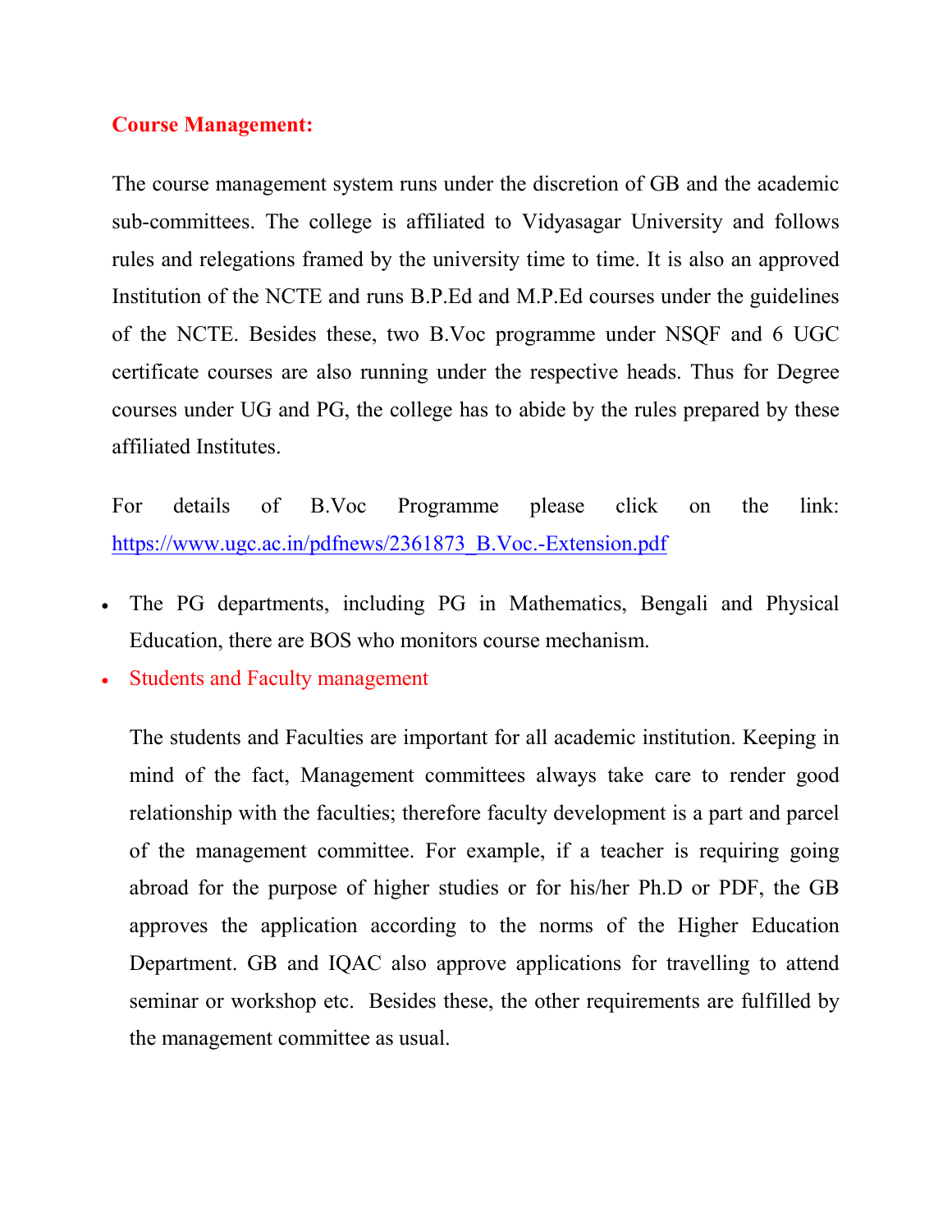## Course Management:

The course management system runs under the discretion of GB and the academic sub-committees. The college is affiliated to Vidyasagar University and follows rules and relegations framed by the university time to time. It is also an approved Institution of the NCTE and runs B.P.Ed and M.P.Ed courses under the guidelines of the NCTE. Besides these, two B.Voc programme under NSQF and 6 UGC certificate courses are also running under the respective heads. Thus for Degree courses under UG and PG, the college has to abide by the rules prepared by these affiliated Institutes.

For details of B.Voc Programme please click on the link: https://www.ugc.ac.in/pdfnews/2361873_B.Voc.-Extension.pdf

- The PG departments, including PG in Mathematics, Bengali and Physical Education, there are BOS who monitors course mechanism.
- Students and Faculty management

  The students and Faculties are important for all academic institution. Keeping in mind of the fact, Management committees always take care to render good relationship with the faculties; therefore faculty development is a part and parcel of the management committee. For example, if a teacher is requiring going abroad for the purpose of higher studies or for his/her Ph.D or PDF, the GB approves the application according to the norms of the Higher Education Department. GB and IQAC also approve applications for travelling to attend seminar or workshop etc. Besides these, the other requirements are fulfilled by the management committee as usual.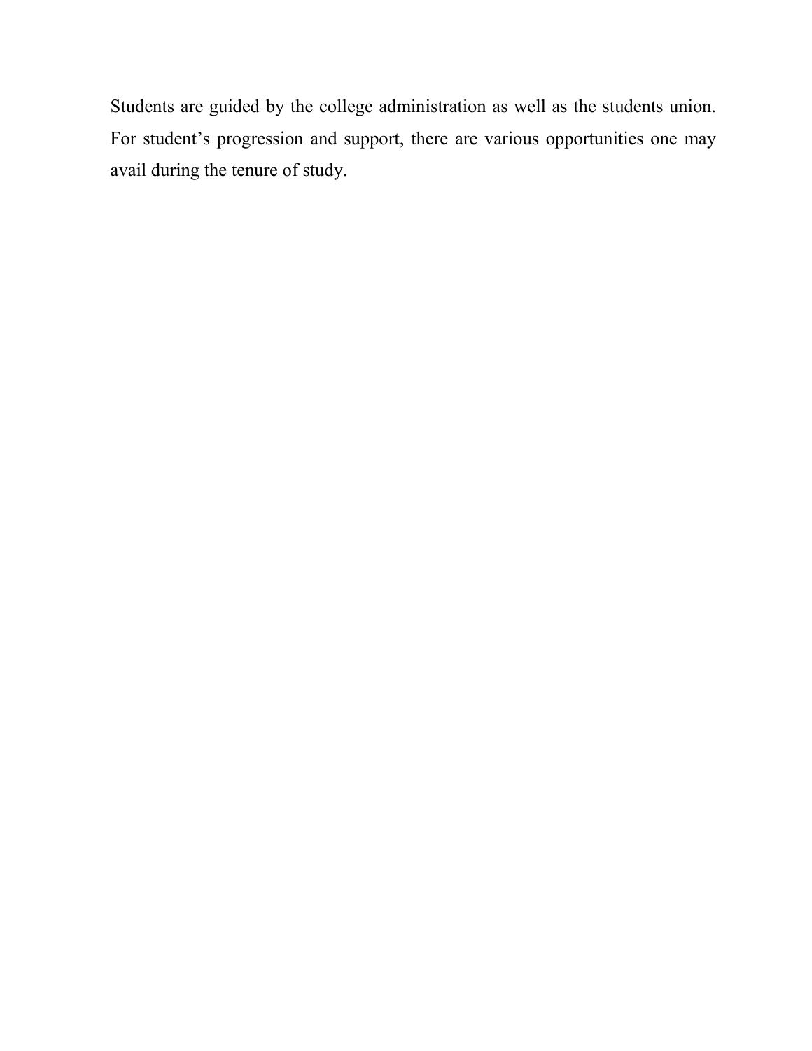Students are guided by the college administration as well as the students union. For student's progression and support, there are various opportunities one may avail during the tenure of study.